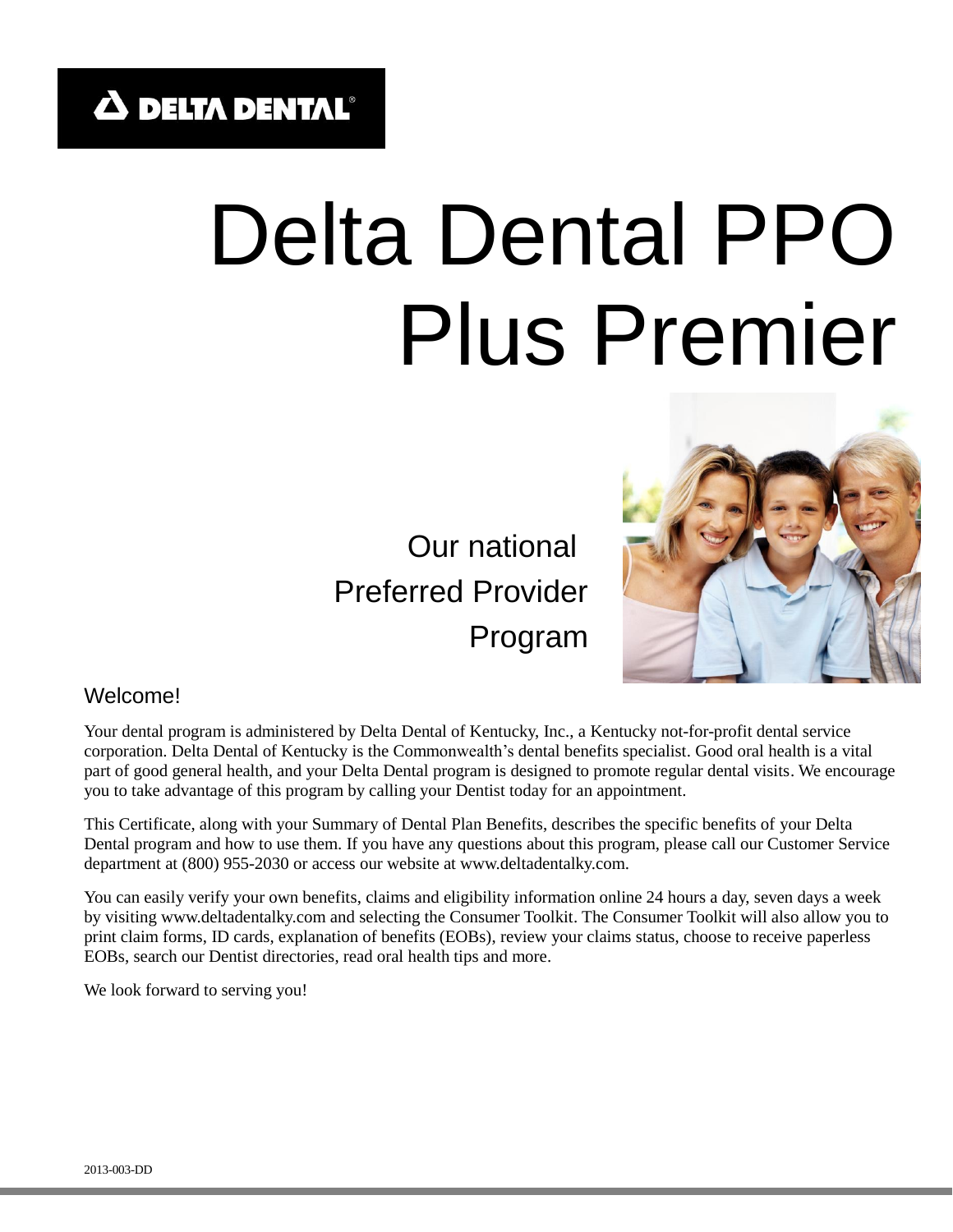DELTA DENTAL

# Delta Dental PPO Plus Premier

Our national Preferred Provider Program

## Welcome!

Your dental program is administered by Delta Dental of Kentucky, Inc., a Kentucky not-for-profit dental service corporation. Delta Dental of Kentucky is the Commonwealth's dental benefits specialist. Good oral health is a vital part of good general health, and your Delta Dental program is designed to promote regular dental visits. We encourage you to take advantage of this program by calling your Dentist today for an appointment.

This Certificate, along with your Summary of Dental Plan Benefits, describes the specific benefits of your Delta Dental program and how to use them. If you have any questions about this program, please call our Customer Service department at (800) 955-2030 or access our website at www.deltadentalky.com.

You can easily verify your own benefits, claims and eligibility information online 24 hours a day, seven days a week by visiting www.deltadentalky.com and selecting the Consumer Toolkit. The Consumer Toolkit will also allow you to print claim forms, ID cards, explanation of benefits (EOBs), review your claims status, choose to receive paperless EOBs, search our Dentist directories, read oral health tips and more.

We look forward to serving you!

2013-003-DD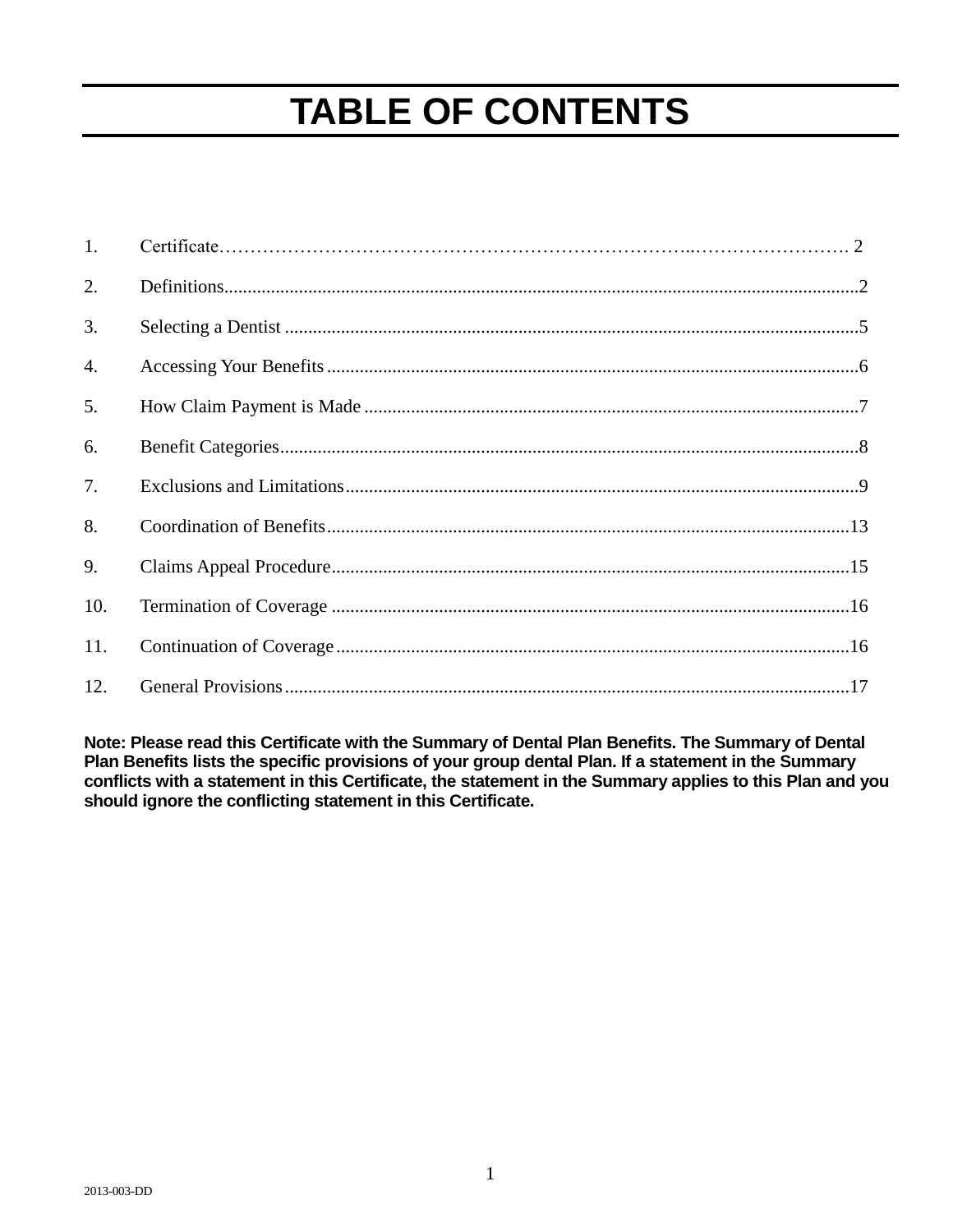# TABLE OF CONTENTS

1. Certificate………………………………………………………………………..……………………. 2
2. Definitions..........................................................................................................................2
3. Selecting a Dentist ..........................................................................................................5
4. Accessing Your Benefits .................................................................................................6
5. How Claim Payment is Made .........................................................................................7
6. Benefit Categories...........................................................................................................8
7. Exclusions and Limitations.............................................................................................9
8. Coordination of Benefits...............................................................................................13
9. Claims Appeal Procedure..............................................................................................15
10. Termination of Coverage ..............................................................................................16
11. Continuation of Coverage.............................................................................................16
12. General Provisions........................................................................................................17

**Note: Please read this Certificate with the Summary of Dental Plan Benefits. The Summary of Dental Plan Benefits lists the specific provisions of your group dental Plan. If a statement in the Summary conflicts with a statement in this Certificate, the statement in the Summary applies to this Plan and you should ignore the conflicting statement in this Certificate.**

2013-003-DD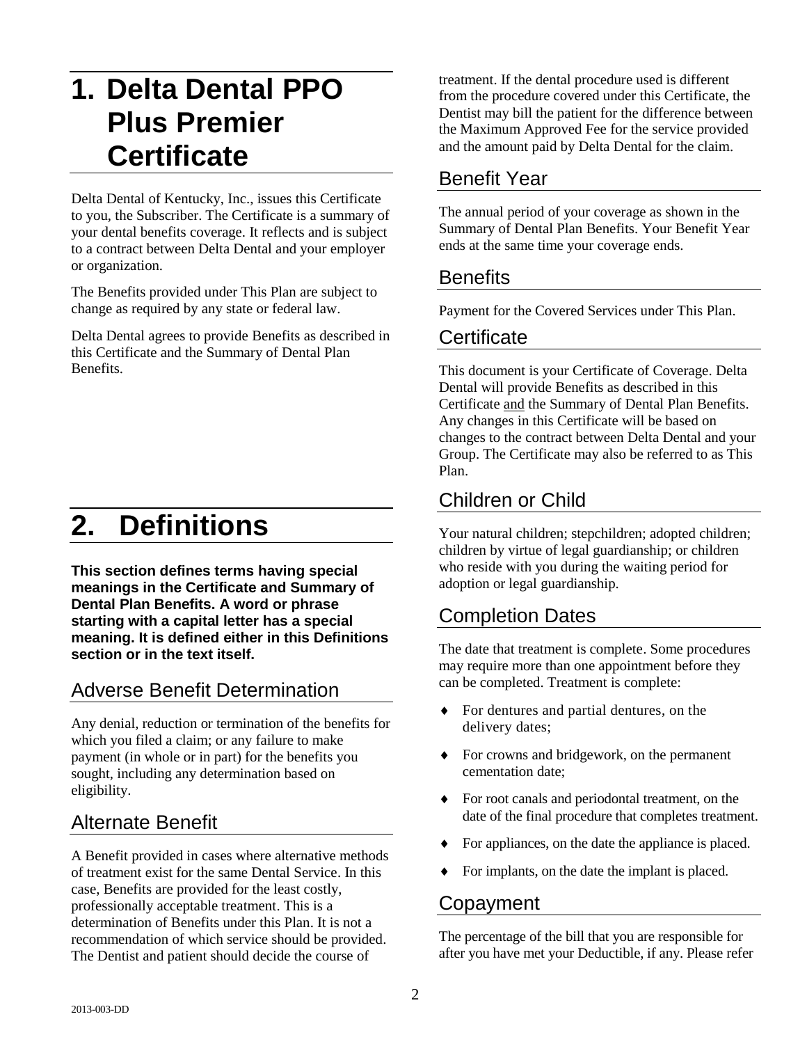# 1. Delta Dental PPO Plus Premier Certificate

Delta Dental of Kentucky, Inc., issues this Certificate to you, the Subscriber. The Certificate is a summary of your dental benefits coverage. It reflects and is subject to a contract between Delta Dental and your employer or organization.

The Benefits provided under This Plan are subject to change as required by any state or federal law.

Delta Dental agrees to provide Benefits as described in this Certificate and the Summary of Dental Plan Benefits.

# 2. Definitions

**This section defines terms having special meanings in the Certificate and Summary of Dental Plan Benefits. A word or phrase starting with a capital letter has a special meaning. It is defined either in this Definitions section or in the text itself.**

## Adverse Benefit Determination

Any denial, reduction or termination of the benefits for which you filed a claim; or any failure to make payment (in whole or in part) for the benefits you sought, including any determination based on eligibility.

## Alternate Benefit

A Benefit provided in cases where alternative methods of treatment exist for the same Dental Service. In this case, Benefits are provided for the least costly, professionally acceptable treatment. This is a determination of Benefits under this Plan. It is not a recommendation of which service should be provided. The Dentist and patient should decide the course of treatment. If the dental procedure used is different from the procedure covered under this Certificate, the Dentist may bill the patient for the difference between the Maximum Approved Fee for the service provided and the amount paid by Delta Dental for the claim.

## Benefit Year

The annual period of your coverage as shown in the Summary of Dental Plan Benefits. Your Benefit Year ends at the same time your coverage ends.

## Benefits

Payment for the Covered Services under This Plan.

## Certificate

This document is your Certificate of Coverage. Delta Dental will provide Benefits as described in this Certificate and the Summary of Dental Plan Benefits. Any changes in this Certificate will be based on changes to the contract between Delta Dental and your Group. The Certificate may also be referred to as This Plan.

## Children or Child

Your natural children; stepchildren; adopted children; children by virtue of legal guardianship; or children who reside with you during the waiting period for adoption or legal guardianship.

## Completion Dates

The date that treatment is complete. Some procedures may require more than one appointment before they can be completed. Treatment is complete:

- For dentures and partial dentures, on the delivery dates;
- For crowns and bridgework, on the permanent cementation date;
- For root canals and periodontal treatment, on the date of the final procedure that completes treatment.
- For appliances, on the date the appliance is placed.
- For implants, on the date the implant is placed.

## Copayment

The percentage of the bill that you are responsible for after you have met your Deductible, if any. Please refer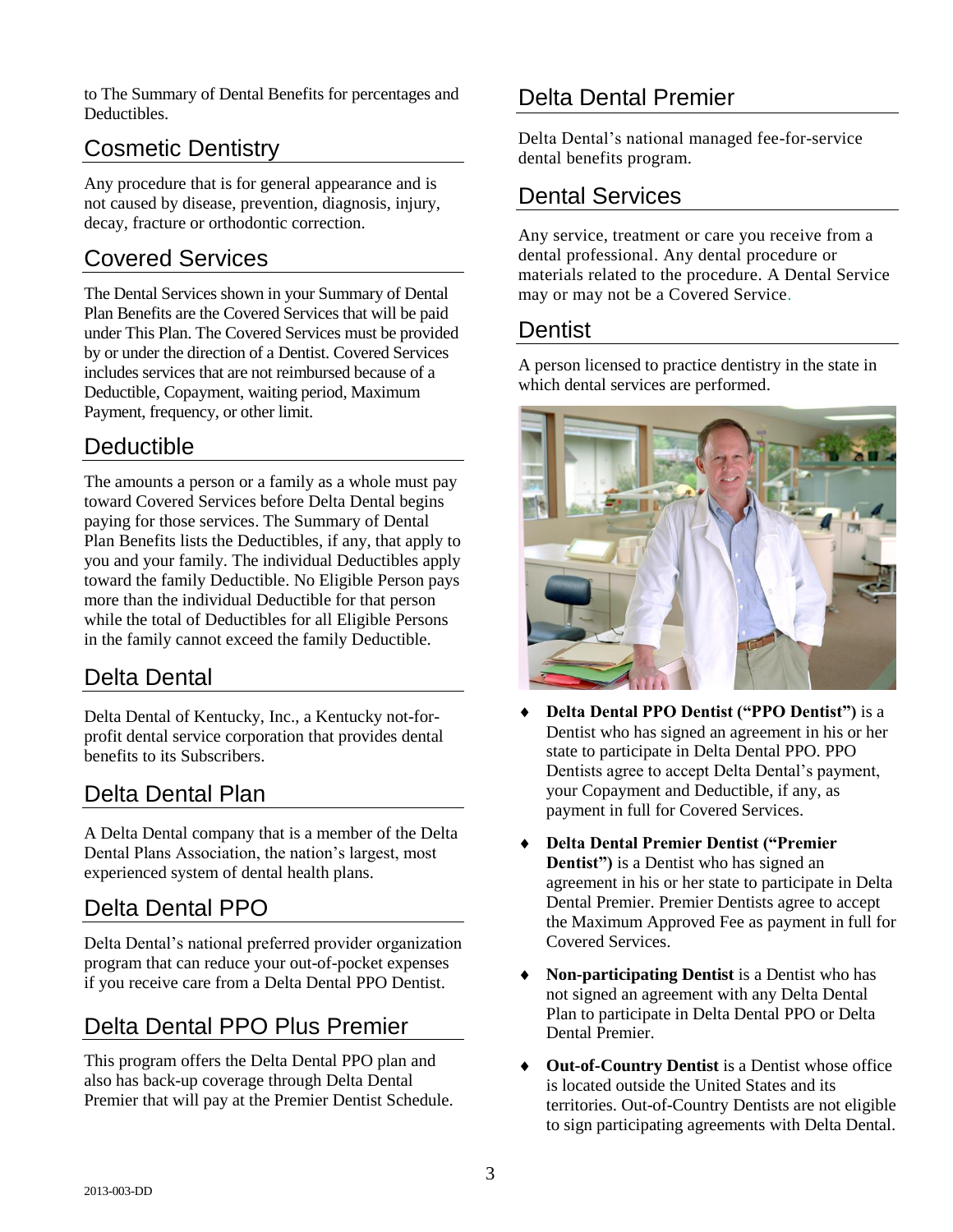to The Summary of Dental Benefits for percentages and Deductibles.

## Cosmetic Dentistry

Any procedure that is for general appearance and is not caused by disease, prevention, diagnosis, injury, decay, fracture or orthodontic correction.

## Covered Services

The Dental Services shown in your Summary of Dental Plan Benefits are the Covered Services that will be paid under This Plan. The Covered Services must be provided by or under the direction of a Dentist. Covered Services includes services that are not reimbursed because of a Deductible, Copayment, waiting period, Maximum Payment, frequency, or other limit.

## Deductible

The amounts a person or a family as a whole must pay toward Covered Services before Delta Dental begins paying for those services. The Summary of Dental Plan Benefits lists the Deductibles, if any, that apply to you and your family. The individual Deductibles apply toward the family Deductible. No Eligible Person pays more than the individual Deductible for that person while the total of Deductibles for all Eligible Persons in the family cannot exceed the family Deductible.

## Delta Dental

Delta Dental of Kentucky, Inc., a Kentucky not-for-profit dental service corporation that provides dental benefits to its Subscribers.

## Delta Dental Plan

A Delta Dental company that is a member of the Delta Dental Plans Association, the nation's largest, most experienced system of dental health plans.

## Delta Dental PPO

Delta Dental's national preferred provider organization program that can reduce your out-of-pocket expenses if you receive care from a Delta Dental PPO Dentist.

## Delta Dental PPO Plus Premier

This program offers the Delta Dental PPO plan and also has back-up coverage through Delta Dental Premier that will pay at the Premier Dentist Schedule.

## Delta Dental Premier

Delta Dental's national managed fee-for-service dental benefits program.

## Dental Services

Any service, treatment or care you receive from a dental professional. Any dental procedure or materials related to the procedure. A Dental Service may or may not be a Covered Service.

## Dentist

A person licensed to practice dentistry in the state in which dental services are performed.

- **Delta Dental PPO Dentist ("PPO Dentist")** is a Dentist who has signed an agreement in his or her state to participate in Delta Dental PPO. PPO Dentists agree to accept Delta Dental's payment, your Copayment and Deductible, if any, as payment in full for Covered Services.
- **Delta Dental Premier Dentist ("Premier Dentist")** is a Dentist who has signed an agreement in his or her state to participate in Delta Dental Premier. Premier Dentists agree to accept the Maximum Approved Fee as payment in full for Covered Services.
- **Non-participating Dentist** is a Dentist who has not signed an agreement with any Delta Dental Plan to participate in Delta Dental PPO or Delta Dental Premier.
- **Out-of-Country Dentist** is a Dentist whose office is located outside the United States and its territories. Out-of-Country Dentists are not eligible to sign participating agreements with Delta Dental.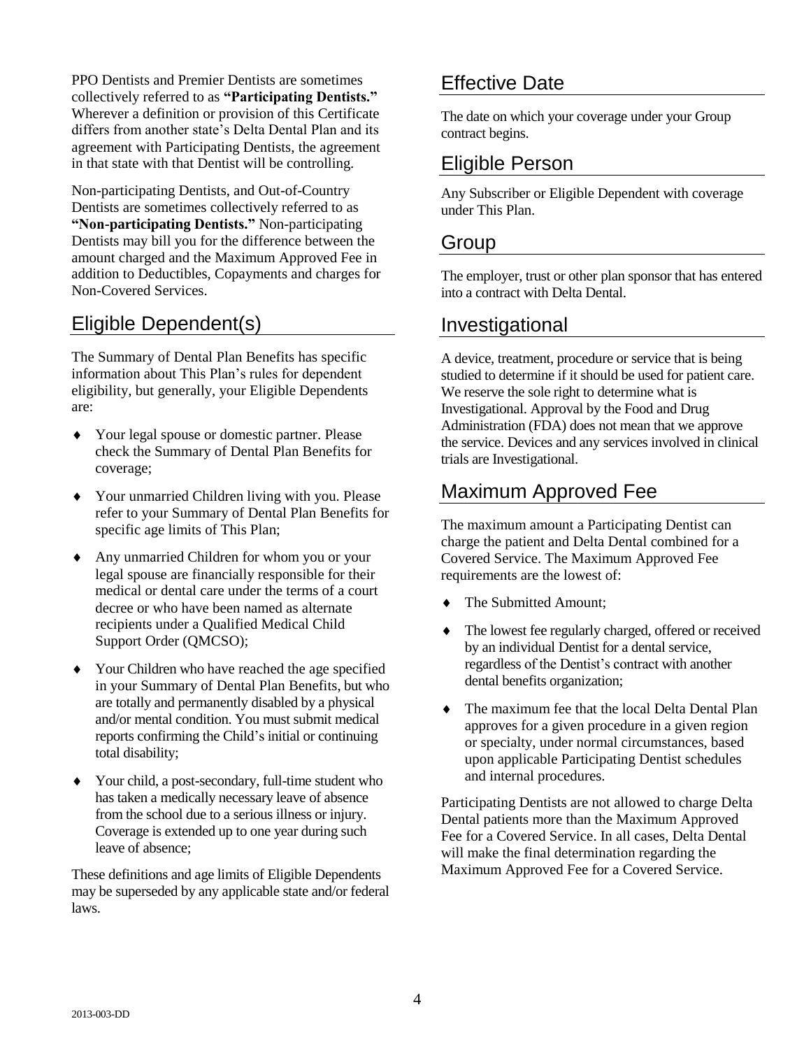PPO Dentists and Premier Dentists are sometimes collectively referred to as **"Participating Dentists."** Wherever a definition or provision of this Certificate differs from another state's Delta Dental Plan and its agreement with Participating Dentists, the agreement in that state with that Dentist will be controlling.

Non-participating Dentists, and Out-of-Country Dentists are sometimes collectively referred to as **"Non-participating Dentists."** Non-participating Dentists may bill you for the difference between the amount charged and the Maximum Approved Fee in addition to Deductibles, Copayments and charges for Non-Covered Services.

## Eligible Dependent(s)

The Summary of Dental Plan Benefits has specific information about This Plan's rules for dependent eligibility, but generally, your Eligible Dependents are:

- Your legal spouse or domestic partner. Please check the Summary of Dental Plan Benefits for coverage;
- Your unmarried Children living with you. Please refer to your Summary of Dental Plan Benefits for specific age limits of This Plan;
- Any unmarried Children for whom you or your legal spouse are financially responsible for their medical or dental care under the terms of a court decree or who have been named as alternate recipients under a Qualified Medical Child Support Order (QMCSO);
- Your Children who have reached the age specified in your Summary of Dental Plan Benefits, but who are totally and permanently disabled by a physical and/or mental condition. You must submit medical reports confirming the Child's initial or continuing total disability;
- Your child, a post-secondary, full-time student who has taken a medically necessary leave of absence from the school due to a serious illness or injury. Coverage is extended up to one year during such leave of absence;

These definitions and age limits of Eligible Dependents may be superseded by any applicable state and/or federal laws.

## Effective Date

The date on which your coverage under your Group contract begins.

## Eligible Person

Any Subscriber or Eligible Dependent with coverage under This Plan.

## Group

The employer, trust or other plan sponsor that has entered into a contract with Delta Dental.

## Investigational

A device, treatment, procedure or service that is being studied to determine if it should be used for patient care. We reserve the sole right to determine what is Investigational. Approval by the Food and Drug Administration (FDA) does not mean that we approve the service. Devices and any services involved in clinical trials are Investigational.

## Maximum Approved Fee

The maximum amount a Participating Dentist can charge the patient and Delta Dental combined for a Covered Service. The Maximum Approved Fee requirements are the lowest of:

- The Submitted Amount;
- The lowest fee regularly charged, offered or received by an individual Dentist for a dental service, regardless of the Dentist's contract with another dental benefits organization;
- The maximum fee that the local Delta Dental Plan approves for a given procedure in a given region or specialty, under normal circumstances, based upon applicable Participating Dentist schedules and internal procedures.

Participating Dentists are not allowed to charge Delta Dental patients more than the Maximum Approved Fee for a Covered Service. In all cases, Delta Dental will make the final determination regarding the Maximum Approved Fee for a Covered Service.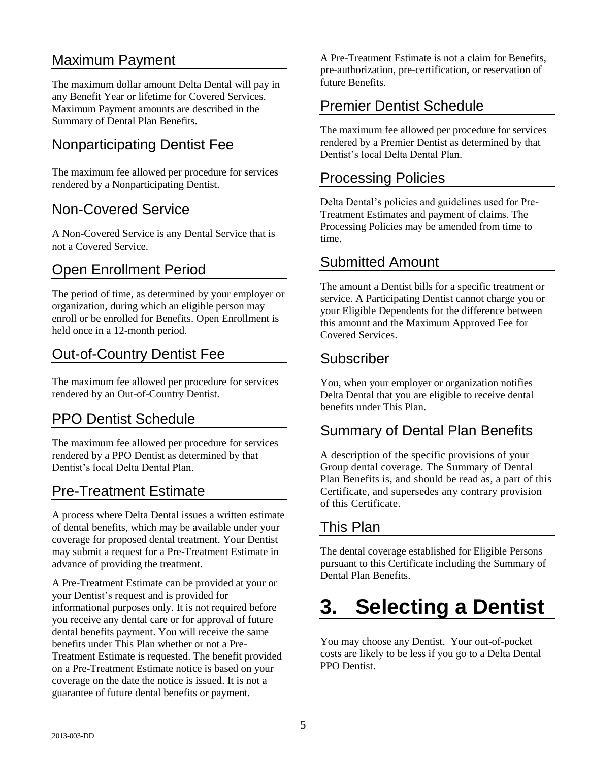## Maximum Payment

The maximum dollar amount Delta Dental will pay in any Benefit Year or lifetime for Covered Services. Maximum Payment amounts are described in the Summary of Dental Plan Benefits.

## Nonparticipating Dentist Fee

The maximum fee allowed per procedure for services rendered by a Nonparticipating Dentist.

## Non-Covered Service

A Non-Covered Service is any Dental Service that is not a Covered Service.

## Open Enrollment Period

The period of time, as determined by your employer or organization, during which an eligible person may enroll or be enrolled for Benefits. Open Enrollment is held once in a 12-month period.

## Out-of-Country Dentist Fee

The maximum fee allowed per procedure for services rendered by an Out-of-Country Dentist.

## PPO Dentist Schedule

The maximum fee allowed per procedure for services rendered by a PPO Dentist as determined by that Dentist's local Delta Dental Plan.

## Pre-Treatment Estimate

A process where Delta Dental issues a written estimate of dental benefits, which may be available under your coverage for proposed dental treatment. Your Dentist may submit a request for a Pre-Treatment Estimate in advance of providing the treatment.

A Pre-Treatment Estimate can be provided at your or your Dentist's request and is provided for informational purposes only. It is not required before you receive any dental care or for approval of future dental benefits payment. You will receive the same benefits under This Plan whether or not a Pre-Treatment Estimate is requested. The benefit provided on a Pre-Treatment Estimate notice is based on your coverage on the date the notice is issued. It is not a guarantee of future dental benefits or payment.

A Pre-Treatment Estimate is not a claim for Benefits, pre-authorization, pre-certification, or reservation of future Benefits.

## Premier Dentist Schedule

The maximum fee allowed per procedure for services rendered by a Premier Dentist as determined by that Dentist's local Delta Dental Plan.

## Processing Policies

Delta Dental's policies and guidelines used for Pre-Treatment Estimates and payment of claims. The Processing Policies may be amended from time to time.

## Submitted Amount

The amount a Dentist bills for a specific treatment or service. A Participating Dentist cannot charge you or your Eligible Dependents for the difference between this amount and the Maximum Approved Fee for Covered Services.

## Subscriber

You, when your employer or organization notifies Delta Dental that you are eligible to receive dental benefits under This Plan.

## Summary of Dental Plan Benefits

A description of the specific provisions of your Group dental coverage. The Summary of Dental Plan Benefits is, and should be read as, a part of this Certificate, and supersedes any contrary provision of this Certificate.

## This Plan

The dental coverage established for Eligible Persons pursuant to this Certificate including the Summary of Dental Plan Benefits.

# 3. Selecting a Dentist

You may choose any Dentist. Your out-of-pocket costs are likely to be less if you go to a Delta Dental PPO Dentist.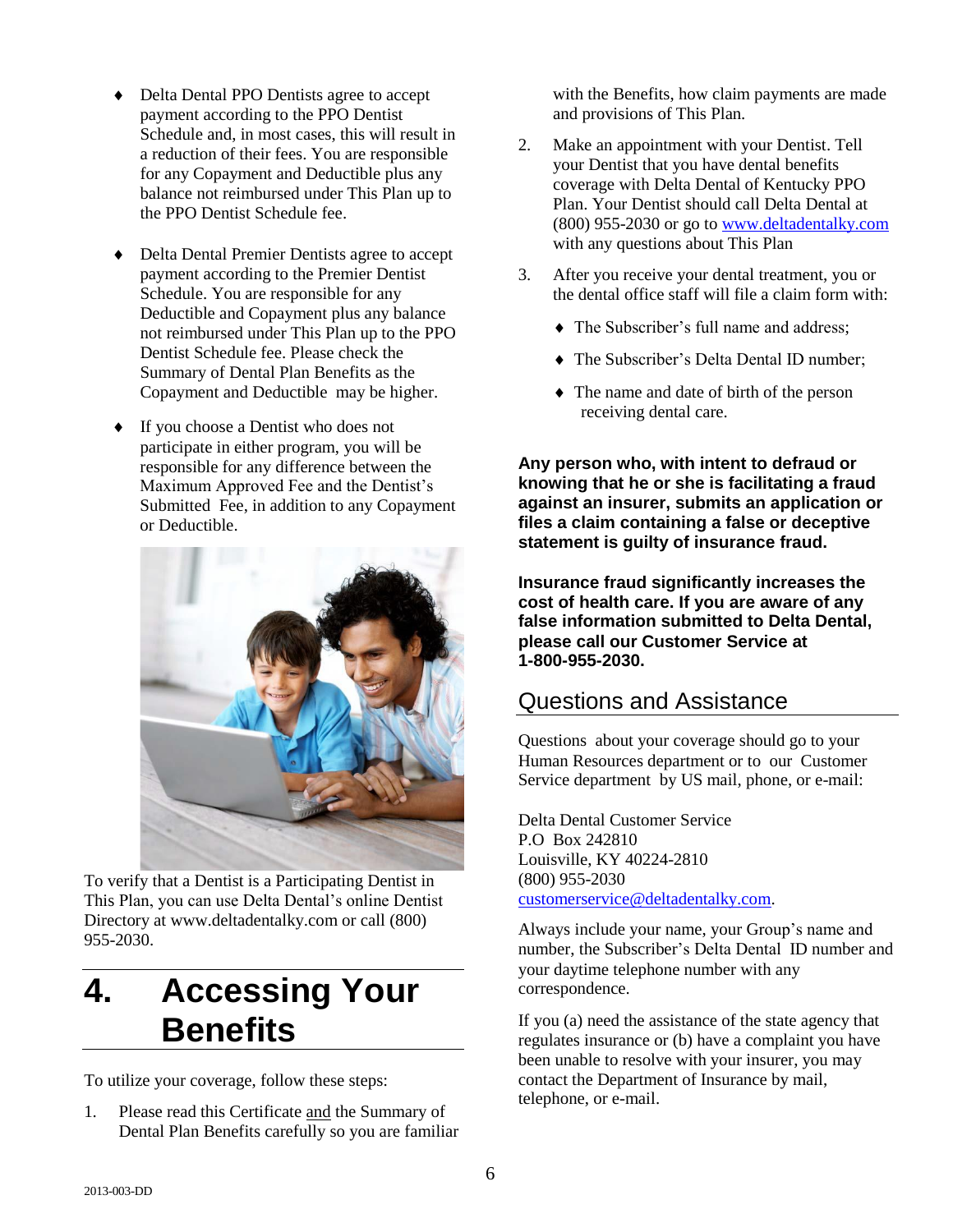- Delta Dental PPO Dentists agree to accept payment according to the PPO Dentist Schedule and, in most cases, this will result in a reduction of their fees. You are responsible for any Copayment and Deductible plus any balance not reimbursed under This Plan up to the PPO Dentist Schedule fee.
- Delta Dental Premier Dentists agree to accept payment according to the Premier Dentist Schedule. You are responsible for any Deductible and Copayment plus any balance not reimbursed under This Plan up to the PPO Dentist Schedule fee. Please check the Summary of Dental Plan Benefits as the Copayment and Deductible may be higher.
- If you choose a Dentist who does not participate in either program, you will be responsible for any difference between the Maximum Approved Fee and the Dentist's Submitted Fee, in addition to any Copayment or Deductible.

To verify that a Dentist is a Participating Dentist in This Plan, you can use Delta Dental's online Dentist Directory at www.deltadentalky.com or call (800) 955-2030.

# 4. Accessing Your Benefits

To utilize your coverage, follow these steps:

1. Please read this Certificate and the Summary of Dental Plan Benefits carefully so you are familiar with the Benefits, how claim payments are made and provisions of This Plan.
2. Make an appointment with your Dentist. Tell your Dentist that you have dental benefits coverage with Delta Dental of Kentucky PPO Plan. Your Dentist should call Delta Dental at (800) 955-2030 or go to www.deltadentalky.com with any questions about This Plan
3. After you receive your dental treatment, you or the dental office staff will file a claim form with:
   - The Subscriber's full name and address;
   - The Subscriber's Delta Dental ID number;
   - The name and date of birth of the person receiving dental care.

**Any person who, with intent to defraud or knowing that he or she is facilitating a fraud against an insurer, submits an application or files a claim containing a false or deceptive statement is guilty of insurance fraud.**

**Insurance fraud significantly increases the cost of health care. If you are aware of any false information submitted to Delta Dental, please call our Customer Service at 1-800-955-2030.**

## Questions and Assistance

Questions about your coverage should go to your Human Resources department or to our Customer Service department by US mail, phone, or e-mail:

Delta Dental Customer Service
P.O Box 242810
Louisville, KY 40224-2810
(800) 955-2030
customerservice@deltadentalky.com.

Always include your name, your Group's name and number, the Subscriber's Delta Dental ID number and your daytime telephone number with any correspondence.

If you (a) need the assistance of the state agency that regulates insurance or (b) have a complaint you have been unable to resolve with your insurer, you may contact the Department of Insurance by mail, telephone, or e-mail.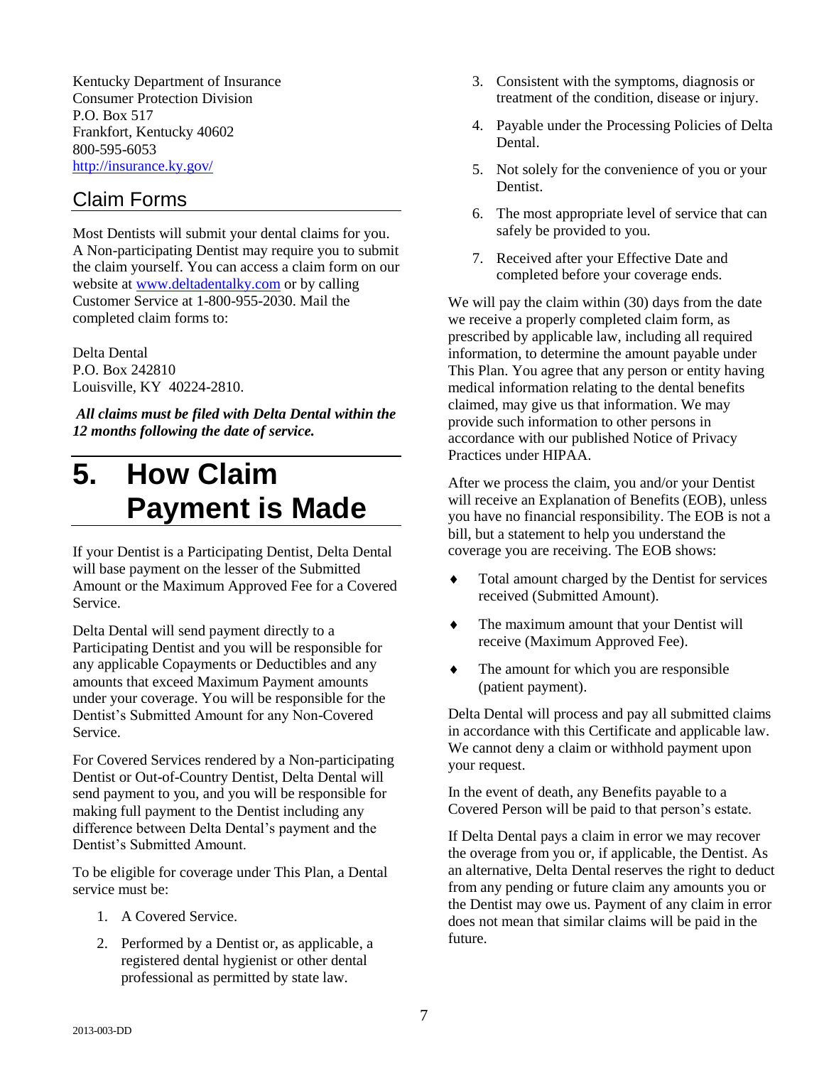Kentucky Department of Insurance
Consumer Protection Division
P.O. Box 517
Frankfort, Kentucky 40602
800-595-6053
http://insurance.ky.gov/

## Claim Forms

Most Dentists will submit your dental claims for you. A Non-participating Dentist may require you to submit the claim yourself. You can access a claim form on our website at www.deltadentalky.com or by calling Customer Service at 1-800-955-2030. Mail the completed claim forms to:

Delta Dental
P.O. Box 242810
Louisville, KY 40224-2810.

***All claims must be filed with Delta Dental within the 12 months following the date of service.***

# 5. How Claim Payment is Made

If your Dentist is a Participating Dentist, Delta Dental will base payment on the lesser of the Submitted Amount or the Maximum Approved Fee for a Covered Service.

Delta Dental will send payment directly to a Participating Dentist and you will be responsible for any applicable Copayments or Deductibles and any amounts that exceed Maximum Payment amounts under your coverage. You will be responsible for the Dentist's Submitted Amount for any Non-Covered Service.

For Covered Services rendered by a Non-participating Dentist or Out-of-Country Dentist, Delta Dental will send payment to you, and you will be responsible for making full payment to the Dentist including any difference between Delta Dental's payment and the Dentist's Submitted Amount.

To be eligible for coverage under This Plan, a Dental service must be:

1. A Covered Service.
2. Performed by a Dentist or, as applicable, a registered dental hygienist or other dental professional as permitted by state law.
3. Consistent with the symptoms, diagnosis or treatment of the condition, disease or injury.
4. Payable under the Processing Policies of Delta Dental.
5. Not solely for the convenience of you or your Dentist.
6. The most appropriate level of service that can safely be provided to you.
7. Received after your Effective Date and completed before your coverage ends.

We will pay the claim within (30) days from the date we receive a properly completed claim form, as prescribed by applicable law, including all required information, to determine the amount payable under This Plan. You agree that any person or entity having medical information relating to the dental benefits claimed, may give us that information. We may provide such information to other persons in accordance with our published Notice of Privacy Practices under HIPAA.

After we process the claim, you and/or your Dentist will receive an Explanation of Benefits (EOB), unless you have no financial responsibility. The EOB is not a bill, but a statement to help you understand the coverage you are receiving. The EOB shows:

- Total amount charged by the Dentist for services received (Submitted Amount).
- The maximum amount that your Dentist will receive (Maximum Approved Fee).
- The amount for which you are responsible (patient payment).

Delta Dental will process and pay all submitted claims in accordance with this Certificate and applicable law. We cannot deny a claim or withhold payment upon your request.

In the event of death, any Benefits payable to a Covered Person will be paid to that person's estate.

If Delta Dental pays a claim in error we may recover the overage from you or, if applicable, the Dentist. As an alternative, Delta Dental reserves the right to deduct from any pending or future claim any amounts you or the Dentist may owe us. Payment of any claim in error does not mean that similar claims will be paid in the future.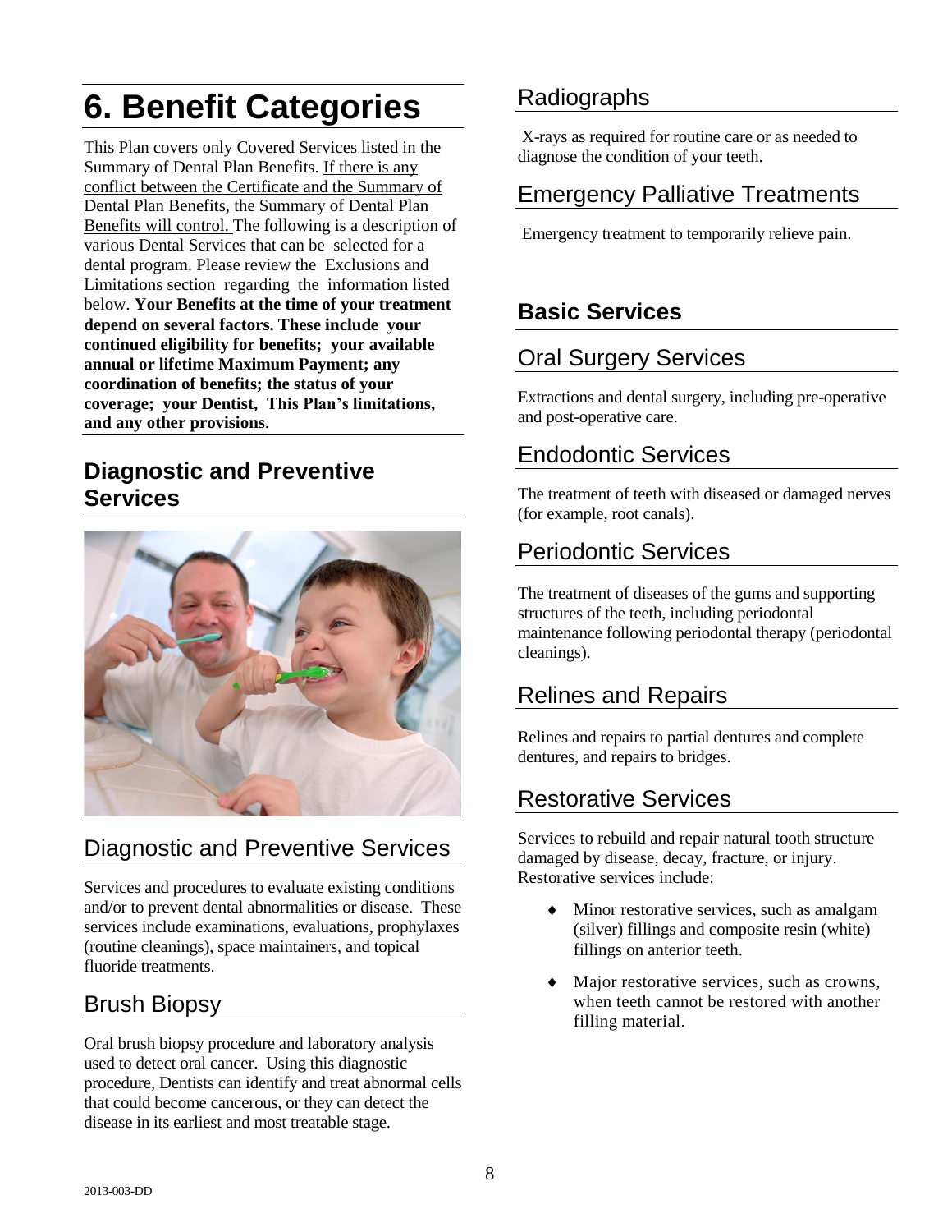# 6. Benefit Categories

This Plan covers only Covered Services listed in the Summary of Dental Plan Benefits. If there is any conflict between the Certificate and the Summary of Dental Plan Benefits, the Summary of Dental Plan Benefits will control. The following is a description of various Dental Services that can be selected for a dental program. Please review the Exclusions and Limitations section regarding the information listed below. **Your Benefits at the time of your treatment depend on several factors. These include your continued eligibility for benefits; your available annual or lifetime Maximum Payment; any coordination of benefits; the status of your coverage; your Dentist, This Plan's limitations, and any other provisions**.

## Diagnostic and Preventive Services

### Diagnostic and Preventive Services

Services and procedures to evaluate existing conditions and/or to prevent dental abnormalities or disease. These services include examinations, evaluations, prophylaxes (routine cleanings), space maintainers, and topical fluoride treatments.

### Brush Biopsy

Oral brush biopsy procedure and laboratory analysis used to detect oral cancer. Using this diagnostic procedure, Dentists can identify and treat abnormal cells that could become cancerous, or they can detect the disease in its earliest and most treatable stage.

### Radiographs

X-rays as required for routine care or as needed to diagnose the condition of your teeth.

### Emergency Palliative Treatments

Emergency treatment to temporarily relieve pain.

## Basic Services

### Oral Surgery Services

Extractions and dental surgery, including pre-operative and post-operative care.

### Endodontic Services

The treatment of teeth with diseased or damaged nerves (for example, root canals).

### Periodontic Services

The treatment of diseases of the gums and supporting structures of the teeth, including periodontal maintenance following periodontal therapy (periodontal cleanings).

### Relines and Repairs

Relines and repairs to partial dentures and complete dentures, and repairs to bridges.

### Restorative Services

Services to rebuild and repair natural tooth structure damaged by disease, decay, fracture, or injury. Restorative services include:

- Minor restorative services, such as amalgam (silver) fillings and composite resin (white) fillings on anterior teeth.
- Major restorative services, such as crowns, when teeth cannot be restored with another filling material.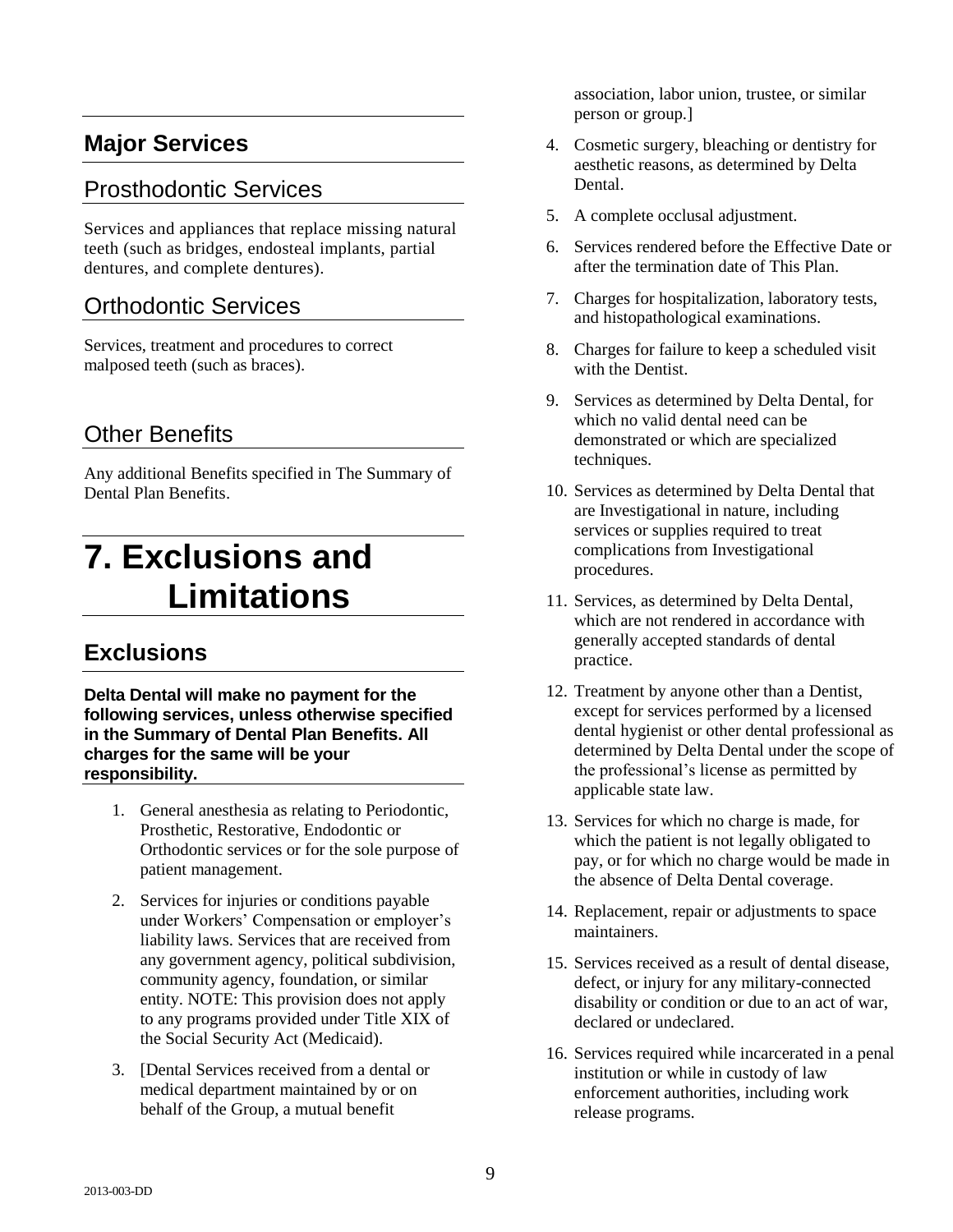## Major Services

### Prosthodontic Services

Services and appliances that replace missing natural teeth (such as bridges, endosteal implants, partial dentures, and complete dentures).

### Orthodontic Services

Services, treatment and procedures to correct malposed teeth (such as braces).

### Other Benefits

Any additional Benefits specified in The Summary of Dental Plan Benefits.

# 7. Exclusions and Limitations

## Exclusions

**Delta Dental will make no payment for the following services, unless otherwise specified in the Summary of Dental Plan Benefits. All charges for the same will be your responsibility.**

1. General anesthesia as relating to Periodontic, Prosthetic, Restorative, Endodontic or Orthodontic services or for the sole purpose of patient management.
2. Services for injuries or conditions payable under Workers' Compensation or employer's liability laws. Services that are received from any government agency, political subdivision, community agency, foundation, or similar entity. NOTE: This provision does not apply to any programs provided under Title XIX of the Social Security Act (Medicaid).
3. [Dental Services received from a dental or medical department maintained by or on behalf of the Group, a mutual benefit association, labor union, trustee, or similar person or group.]
4. Cosmetic surgery, bleaching or dentistry for aesthetic reasons, as determined by Delta Dental.
5. A complete occlusal adjustment.
6. Services rendered before the Effective Date or after the termination date of This Plan.
7. Charges for hospitalization, laboratory tests, and histopathological examinations.
8. Charges for failure to keep a scheduled visit with the Dentist.
9. Services as determined by Delta Dental, for which no valid dental need can be demonstrated or which are specialized techniques.
10. Services as determined by Delta Dental that are Investigational in nature, including services or supplies required to treat complications from Investigational procedures.
11. Services, as determined by Delta Dental, which are not rendered in accordance with generally accepted standards of dental practice.
12. Treatment by anyone other than a Dentist, except for services performed by a licensed dental hygienist or other dental professional as determined by Delta Dental under the scope of the professional's license as permitted by applicable state law.
13. Services for which no charge is made, for which the patient is not legally obligated to pay, or for which no charge would be made in the absence of Delta Dental coverage.
14. Replacement, repair or adjustments to space maintainers.
15. Services received as a result of dental disease, defect, or injury for any military-connected disability or condition or due to an act of war, declared or undeclared.
16. Services required while incarcerated in a penal institution or while in custody of law enforcement authorities, including work release programs.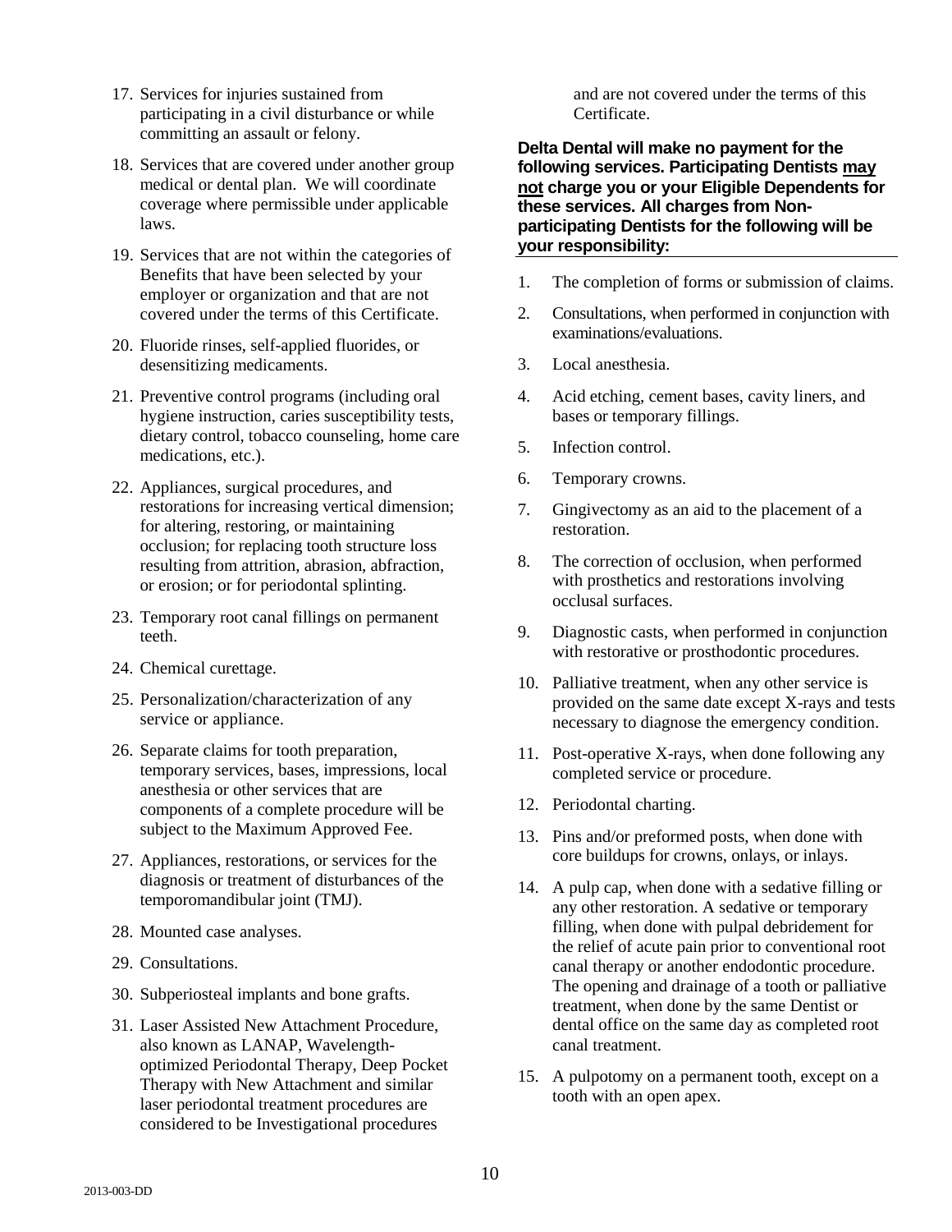17. Services for injuries sustained from participating in a civil disturbance or while committing an assault or felony.

18. Services that are covered under another group medical or dental plan. We will coordinate coverage where permissible under applicable laws.

19. Services that are not within the categories of Benefits that have been selected by your employer or organization and that are not covered under the terms of this Certificate.

20. Fluoride rinses, self-applied fluorides, or desensitizing medicaments.

21. Preventive control programs (including oral hygiene instruction, caries susceptibility tests, dietary control, tobacco counseling, home care medications, etc.).

22. Appliances, surgical procedures, and restorations for increasing vertical dimension; for altering, restoring, or maintaining occlusion; for replacing tooth structure loss resulting from attrition, abrasion, abfraction, or erosion; or for periodontal splinting.

23. Temporary root canal fillings on permanent teeth.

24. Chemical curettage.

25. Personalization/characterization of any service or appliance.

26. Separate claims for tooth preparation, temporary services, bases, impressions, local anesthesia or other services that are components of a complete procedure will be subject to the Maximum Approved Fee.

27. Appliances, restorations, or services for the diagnosis or treatment of disturbances of the temporomandibular joint (TMJ).

28. Mounted case analyses.

29. Consultations.

30. Subperiosteal implants and bone grafts.

31. Laser Assisted New Attachment Procedure, also known as LANAP, Wavelength-optimized Periodontal Therapy, Deep Pocket Therapy with New Attachment and similar laser periodontal treatment procedures are considered to be Investigational procedures and are not covered under the terms of this Certificate.

**Delta Dental will make no payment for the following services. Participating Dentists <u>may not</u> charge you or your Eligible Dependents for these services. All charges from Non-participating Dentists for the following will be your responsibility:**

1. The completion of forms or submission of claims.
2. Consultations, when performed in conjunction with examinations/evaluations.
3. Local anesthesia.
4. Acid etching, cement bases, cavity liners, and bases or temporary fillings.
5. Infection control.
6. Temporary crowns.
7. Gingivectomy as an aid to the placement of a restoration.
8. The correction of occlusion, when performed with prosthetics and restorations involving occlusal surfaces.
9. Diagnostic casts, when performed in conjunction with restorative or prosthodontic procedures.
10. Palliative treatment, when any other service is provided on the same date except X-rays and tests necessary to diagnose the emergency condition.
11. Post-operative X-rays, when done following any completed service or procedure.
12. Periodontal charting.
13. Pins and/or preformed posts, when done with core buildups for crowns, onlays, or inlays.
14. A pulp cap, when done with a sedative filling or any other restoration. A sedative or temporary filling, when done with pulpal debridement for the relief of acute pain prior to conventional root canal therapy or another endodontic procedure. The opening and drainage of a tooth or palliative treatment, when done by the same Dentist or dental office on the same day as completed root canal treatment.
15. A pulpotomy on a permanent tooth, except on a tooth with an open apex.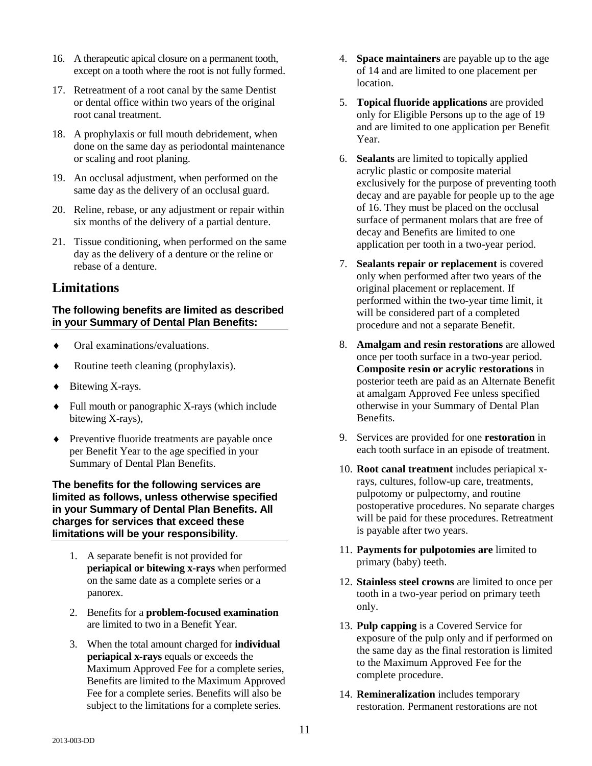16. A therapeutic apical closure on a permanent tooth, except on a tooth where the root is not fully formed.

17. Retreatment of a root canal by the same Dentist or dental office within two years of the original root canal treatment.

18. A prophylaxis or full mouth debridement, when done on the same day as periodontal maintenance or scaling and root planing.

19. An occlusal adjustment, when performed on the same day as the delivery of an occlusal guard.

20. Reline, rebase, or any adjustment or repair within six months of the delivery of a partial denture.

21. Tissue conditioning, when performed on the same day as the delivery of a denture or the reline or rebase of a denture.

## Limitations

**The following benefits are limited as described in your Summary of Dental Plan Benefits:**

- Oral examinations/evaluations.
- Routine teeth cleaning (prophylaxis).
- Bitewing X-rays.
- Full mouth or panographic X-rays (which include bitewing X-rays),
- Preventive fluoride treatments are payable once per Benefit Year to the age specified in your Summary of Dental Plan Benefits.

**The benefits for the following services are limited as follows, unless otherwise specified in your Summary of Dental Plan Benefits. All charges for services that exceed these limitations will be your responsibility.**

1. A separate benefit is not provided for **periapical or bitewing x-rays** when performed on the same date as a complete series or a panorex.

2. Benefits for a **problem-focused examination** are limited to two in a Benefit Year.

3. When the total amount charged for **individual periapical x-rays** equals or exceeds the Maximum Approved Fee for a complete series, Benefits are limited to the Maximum Approved Fee for a complete series. Benefits will also be subject to the limitations for a complete series.

4. **Space maintainers** are payable up to the age of 14 and are limited to one placement per location.

5. **Topical fluoride applications** are provided only for Eligible Persons up to the age of 19 and are limited to one application per Benefit Year.

6. **Sealants** are limited to topically applied acrylic plastic or composite material exclusively for the purpose of preventing tooth decay and are payable for people up to the age of 16. They must be placed on the occlusal surface of permanent molars that are free of decay and Benefits are limited to one application per tooth in a two-year period.

7. **Sealants repair or replacement** is covered only when performed after two years of the original placement or replacement. If performed within the two-year time limit, it will be considered part of a completed procedure and not a separate Benefit.

8. **Amalgam and resin restorations** are allowed once per tooth surface in a two-year period. **Composite resin or acrylic restorations** in posterior teeth are paid as an Alternate Benefit at amalgam Approved Fee unless specified otherwise in your Summary of Dental Plan Benefits.

9. Services are provided for one **restoration** in each tooth surface in an episode of treatment.

10. **Root canal treatment** includes periapical x-rays, cultures, follow-up care, treatments, pulpotomy or pulpectomy, and routine postoperative procedures. No separate charges will be paid for these procedures. Retreatment is payable after two years.

11. **Payments for pulpotomies are** limited to primary (baby) teeth.

12. **Stainless steel crowns** are limited to once per tooth in a two-year period on primary teeth only.

13. **Pulp capping** is a Covered Service for exposure of the pulp only and if performed on the same day as the final restoration is limited to the Maximum Approved Fee for the complete procedure.

14. **Remineralization** includes temporary restoration. Permanent restorations are not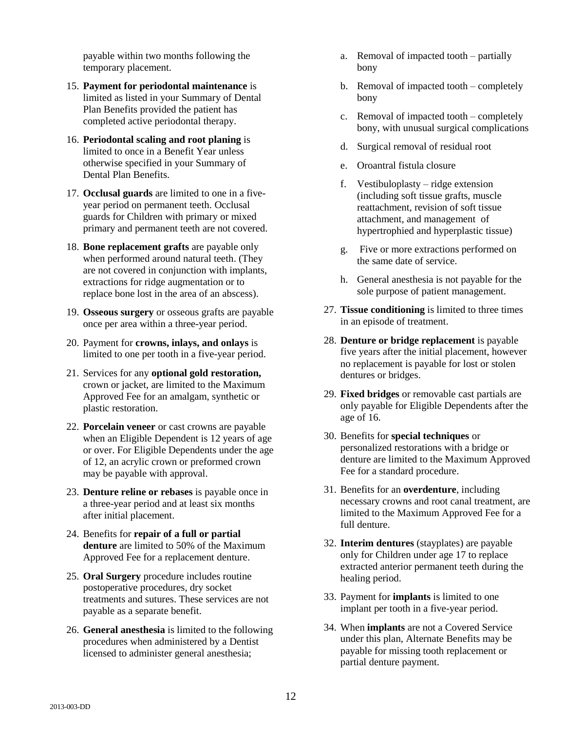payable within two months following the temporary placement.

15. **Payment for periodontal maintenance** is limited as listed in your Summary of Dental Plan Benefits provided the patient has completed active periodontal therapy.
16. **Periodontal scaling and root planing** is limited to once in a Benefit Year unless otherwise specified in your Summary of Dental Plan Benefits.
17. **Occlusal guards** are limited to one in a five-year period on permanent teeth. Occlusal guards for Children with primary or mixed primary and permanent teeth are not covered.
18. **Bone replacement grafts** are payable only when performed around natural teeth. (They are not covered in conjunction with implants, extractions for ridge augmentation or to replace bone lost in the area of an abscess).
19. **Osseous surgery** or osseous grafts are payable once per area within a three-year period.
20. Payment for **crowns, inlays, and onlays** is limited to one per tooth in a five-year period.
21. Services for any **optional gold restoration,** crown or jacket, are limited to the Maximum Approved Fee for an amalgam, synthetic or plastic restoration.
22. **Porcelain veneer** or cast crowns are payable when an Eligible Dependent is 12 years of age or over. For Eligible Dependents under the age of 12, an acrylic crown or preformed crown may be payable with approval.
23. **Denture reline or rebases** is payable once in a three-year period and at least six months after initial placement.
24. Benefits for **repair of a full or partial denture** are limited to 50% of the Maximum Approved Fee for a replacement denture.
25. **Oral Surgery** procedure includes routine postoperative procedures, dry socket treatments and sutures. These services are not payable as a separate benefit.
26. **General anesthesia** is limited to the following procedures when administered by a Dentist licensed to administer general anesthesia;
    a. Removal of impacted tooth – partially bony
    b. Removal of impacted tooth – completely bony
    c. Removal of impacted tooth – completely bony, with unusual surgical complications
    d. Surgical removal of residual root
    e. Oroantral fistula closure
    f. Vestibuloplasty – ridge extension (including soft tissue grafts, muscle reattachment, revision of soft tissue attachment, and management of hypertrophied and hyperplastic tissue)
    g. Five or more extractions performed on the same date of service.
    h. General anesthesia is not payable for the sole purpose of patient management.
27. **Tissue conditioning** is limited to three times in an episode of treatment.
28. **Denture or bridge replacement** is payable five years after the initial placement, however no replacement is payable for lost or stolen dentures or bridges.
29. **Fixed bridges** or removable cast partials are only payable for Eligible Dependents after the age of 16.
30. Benefits for **special techniques** or personalized restorations with a bridge or denture are limited to the Maximum Approved Fee for a standard procedure.
31. Benefits for an **overdenture**, including necessary crowns and root canal treatment, are limited to the Maximum Approved Fee for a full denture.
32. **Interim dentures** (stayplates) are payable only for Children under age 17 to replace extracted anterior permanent teeth during the healing period.
33. Payment for **implants** is limited to one implant per tooth in a five-year period.
34. When **implants** are not a Covered Service under this plan, Alternate Benefits may be payable for missing tooth replacement or partial denture payment.

2013-003-DD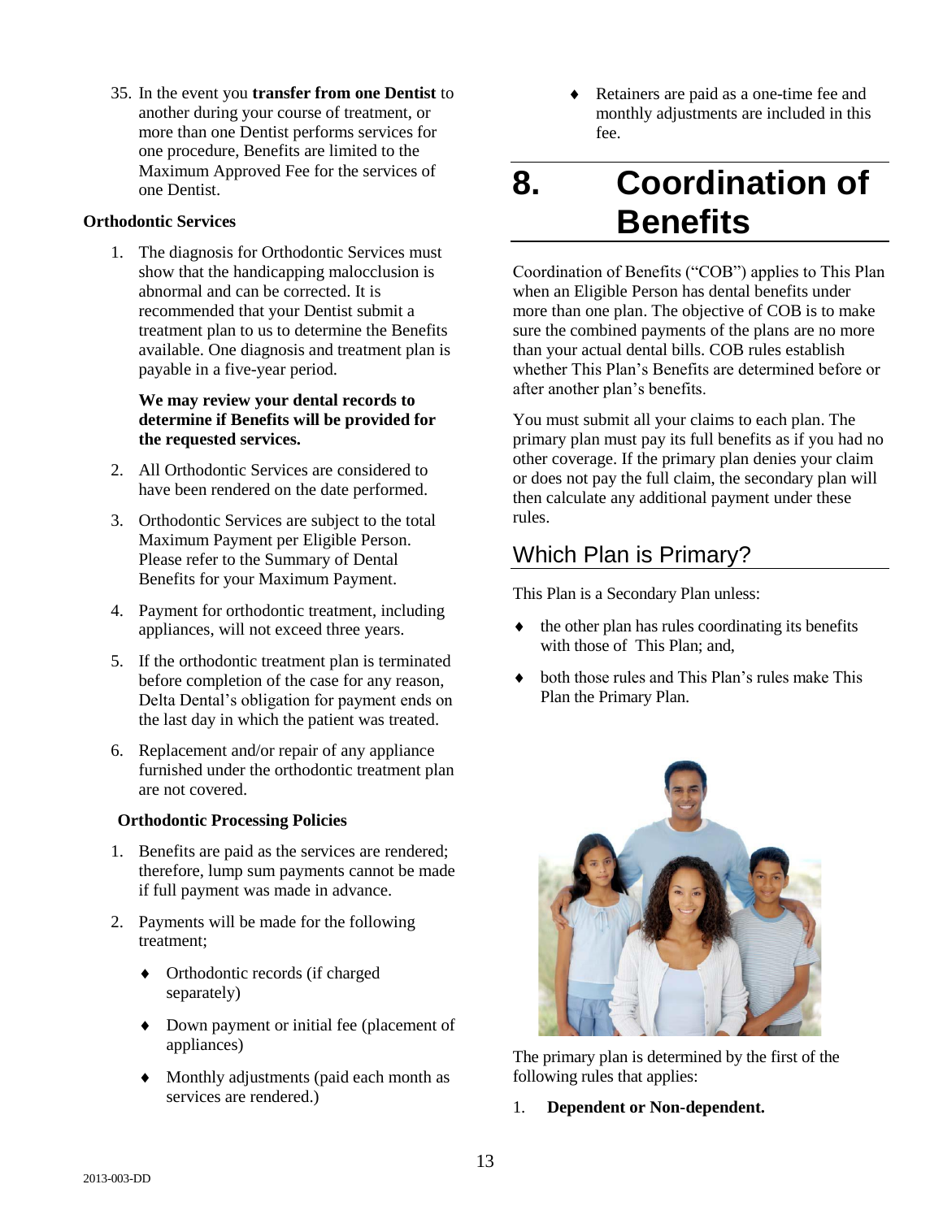35. In the event you **transfer from one Dentist** to another during your course of treatment, or more than one Dentist performs services for one procedure, Benefits are limited to the Maximum Approved Fee for the services of one Dentist.

**Orthodontic Services**

1. The diagnosis for Orthodontic Services must show that the handicapping malocclusion is abnormal and can be corrected. It is recommended that your Dentist submit a treatment plan to us to determine the Benefits available. One diagnosis and treatment plan is payable in a five-year period.

   **We may review your dental records to determine if Benefits will be provided for the requested services.**

2. All Orthodontic Services are considered to have been rendered on the date performed.
3. Orthodontic Services are subject to the total Maximum Payment per Eligible Person. Please refer to the Summary of Dental Benefits for your Maximum Payment.
4. Payment for orthodontic treatment, including appliances, will not exceed three years.
5. If the orthodontic treatment plan is terminated before completion of the case for any reason, Delta Dental's obligation for payment ends on the last day in which the patient was treated.
6. Replacement and/or repair of any appliance furnished under the orthodontic treatment plan are not covered.

**Orthodontic Processing Policies**

1. Benefits are paid as the services are rendered; therefore, lump sum payments cannot be made if full payment was made in advance.
2. Payments will be made for the following treatment;
   - Orthodontic records (if charged separately)
   - Down payment or initial fee (placement of appliances)
   - Monthly adjustments (paid each month as services are rendered.)
   - Retainers are paid as a one-time fee and monthly adjustments are included in this fee.

# 8. Coordination of Benefits

Coordination of Benefits ("COB") applies to This Plan when an Eligible Person has dental benefits under more than one plan. The objective of COB is to make sure the combined payments of the plans are no more than your actual dental bills. COB rules establish whether This Plan's Benefits are determined before or after another plan's benefits.

You must submit all your claims to each plan. The primary plan must pay its full benefits as if you had no other coverage. If the primary plan denies your claim or does not pay the full claim, the secondary plan will then calculate any additional payment under these rules.

## Which Plan is Primary?

This Plan is a Secondary Plan unless:

- the other plan has rules coordinating its benefits with those of This Plan; and,
- both those rules and This Plan's rules make This Plan the Primary Plan.

The primary plan is determined by the first of the following rules that applies:

1. **Dependent or Non-dependent.**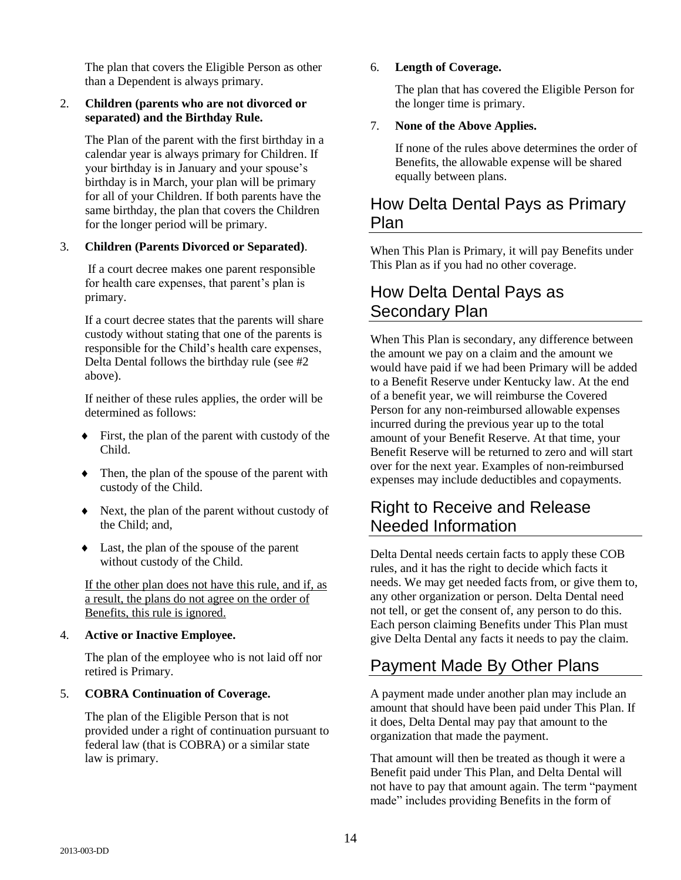The plan that covers the Eligible Person as other than a Dependent is always primary.

2. **Children (parents who are not divorced or separated) and the Birthday Rule.**

   The Plan of the parent with the first birthday in a calendar year is always primary for Children. If your birthday is in January and your spouse's birthday is in March, your plan will be primary for all of your Children. If both parents have the same birthday, the plan that covers the Children for the longer period will be primary.

3. **Children (Parents Divorced or Separated)**.

   If a court decree makes one parent responsible for health care expenses, that parent's plan is primary.

   If a court decree states that the parents will share custody without stating that one of the parents is responsible for the Child's health care expenses, Delta Dental follows the birthday rule (see #2 above).

   If neither of these rules applies, the order will be determined as follows:

   - First, the plan of the parent with custody of the Child.
   - Then, the plan of the spouse of the parent with custody of the Child.
   - Next, the plan of the parent without custody of the Child; and,
   - Last, the plan of the spouse of the parent without custody of the Child.

   If the other plan does not have this rule, and if, as a result, the plans do not agree on the order of Benefits, this rule is ignored.

4. **Active or Inactive Employee.**

   The plan of the employee who is not laid off nor retired is Primary.

5. **COBRA Continuation of Coverage.**

   The plan of the Eligible Person that is not provided under a right of continuation pursuant to federal law (that is COBRA) or a similar state law is primary.

6. **Length of Coverage.**

   The plan that has covered the Eligible Person for the longer time is primary.

7. **None of the Above Applies.**

   If none of the rules above determines the order of Benefits, the allowable expense will be shared equally between plans.

## How Delta Dental Pays as Primary Plan

When This Plan is Primary, it will pay Benefits under This Plan as if you had no other coverage.

## How Delta Dental Pays as Secondary Plan

When This Plan is secondary, any difference between the amount we pay on a claim and the amount we would have paid if we had been Primary will be added to a Benefit Reserve under Kentucky law. At the end of a benefit year, we will reimburse the Covered Person for any non-reimbursed allowable expenses incurred during the previous year up to the total amount of your Benefit Reserve. At that time, your Benefit Reserve will be returned to zero and will start over for the next year. Examples of non-reimbursed expenses may include deductibles and copayments.

## Right to Receive and Release Needed Information

Delta Dental needs certain facts to apply these COB rules, and it has the right to decide which facts it needs. We may get needed facts from, or give them to, any other organization or person. Delta Dental need not tell, or get the consent of, any person to do this. Each person claiming Benefits under This Plan must give Delta Dental any facts it needs to pay the claim.

## Payment Made By Other Plans

A payment made under another plan may include an amount that should have been paid under This Plan. If it does, Delta Dental may pay that amount to the organization that made the payment.

That amount will then be treated as though it were a Benefit paid under This Plan, and Delta Dental will not have to pay that amount again. The term "payment made" includes providing Benefits in the form of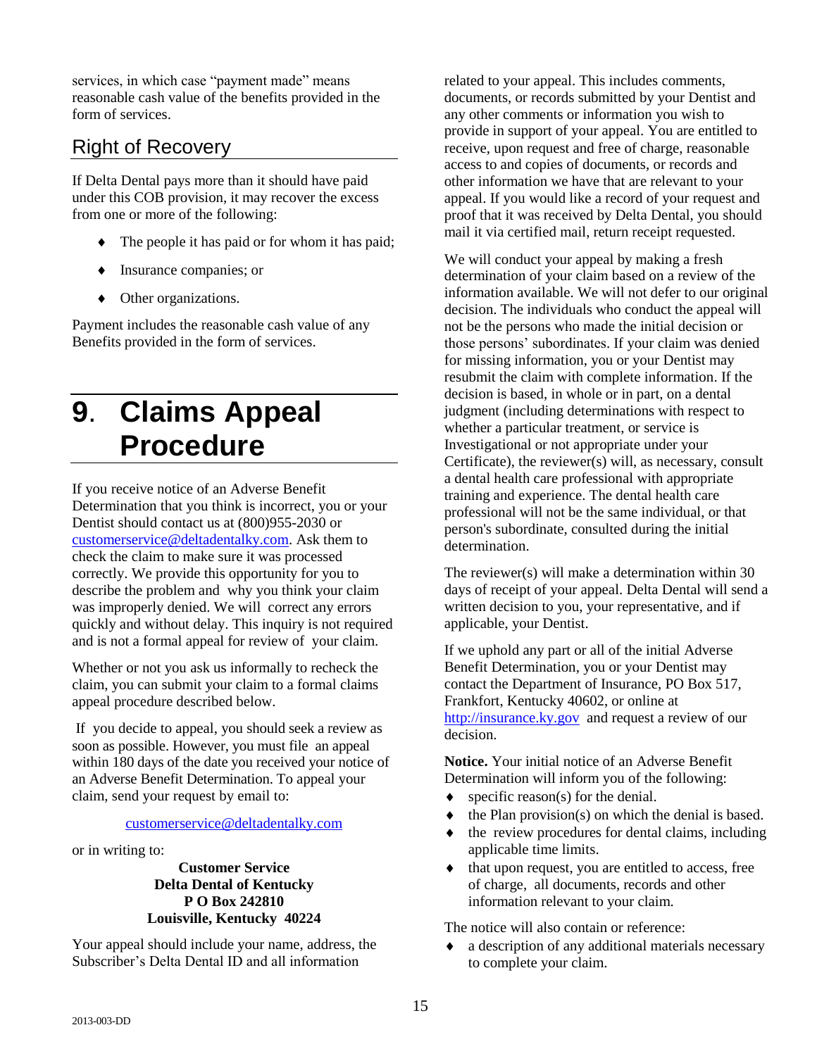services, in which case "payment made" means reasonable cash value of the benefits provided in the form of services.

## Right of Recovery

If Delta Dental pays more than it should have paid under this COB provision, it may recover the excess from one or more of the following:

- The people it has paid or for whom it has paid;
- Insurance companies; or
- Other organizations.

Payment includes the reasonable cash value of any Benefits provided in the form of services.

# 9. Claims Appeal Procedure

If you receive notice of an Adverse Benefit Determination that you think is incorrect, you or your Dentist should contact us at (800)955-2030 or customerservice@deltadentalky.com. Ask them to check the claim to make sure it was processed correctly. We provide this opportunity for you to describe the problem and why you think your claim was improperly denied. We will correct any errors quickly and without delay. This inquiry is not required and is not a formal appeal for review of your claim.

Whether or not you ask us informally to recheck the claim, you can submit your claim to a formal claims appeal procedure described below.

If you decide to appeal, you should seek a review as soon as possible. However, you must file an appeal within 180 days of the date you received your notice of an Adverse Benefit Determination. To appeal your claim, send your request by email to:

customerservice@deltadentalky.com

or in writing to:

**Customer Service**
**Delta Dental of Kentucky**
**P O Box 242810**
**Louisville, Kentucky 40224**

Your appeal should include your name, address, the Subscriber's Delta Dental ID and all information related to your appeal. This includes comments, documents, or records submitted by your Dentist and any other comments or information you wish to provide in support of your appeal. You are entitled to receive, upon request and free of charge, reasonable access to and copies of documents, or records and other information we have that are relevant to your appeal. If you would like a record of your request and proof that it was received by Delta Dental, you should mail it via certified mail, return receipt requested.

We will conduct your appeal by making a fresh determination of your claim based on a review of the information available. We will not defer to our original decision. The individuals who conduct the appeal will not be the persons who made the initial decision or those persons' subordinates. If your claim was denied for missing information, you or your Dentist may resubmit the claim with complete information. If the decision is based, in whole or in part, on a dental judgment (including determinations with respect to whether a particular treatment, or service is Investigational or not appropriate under your Certificate), the reviewer(s) will, as necessary, consult a dental health care professional with appropriate training and experience. The dental health care professional will not be the same individual, or that person's subordinate, consulted during the initial determination.

The reviewer(s) will make a determination within 30 days of receipt of your appeal. Delta Dental will send a written decision to you, your representative, and if applicable, your Dentist.

If we uphold any part or all of the initial Adverse Benefit Determination, you or your Dentist may contact the Department of Insurance, PO Box 517, Frankfort, Kentucky 40602, or online at http://insurance.ky.gov and request a review of our decision.

**Notice.** Your initial notice of an Adverse Benefit Determination will inform you of the following:

- specific reason(s) for the denial.
- the Plan provision(s) on which the denial is based.
- the review procedures for dental claims, including applicable time limits.
- that upon request, you are entitled to access, free of charge, all documents, records and other information relevant to your claim.

The notice will also contain or reference:

- a description of any additional materials necessary to complete your claim.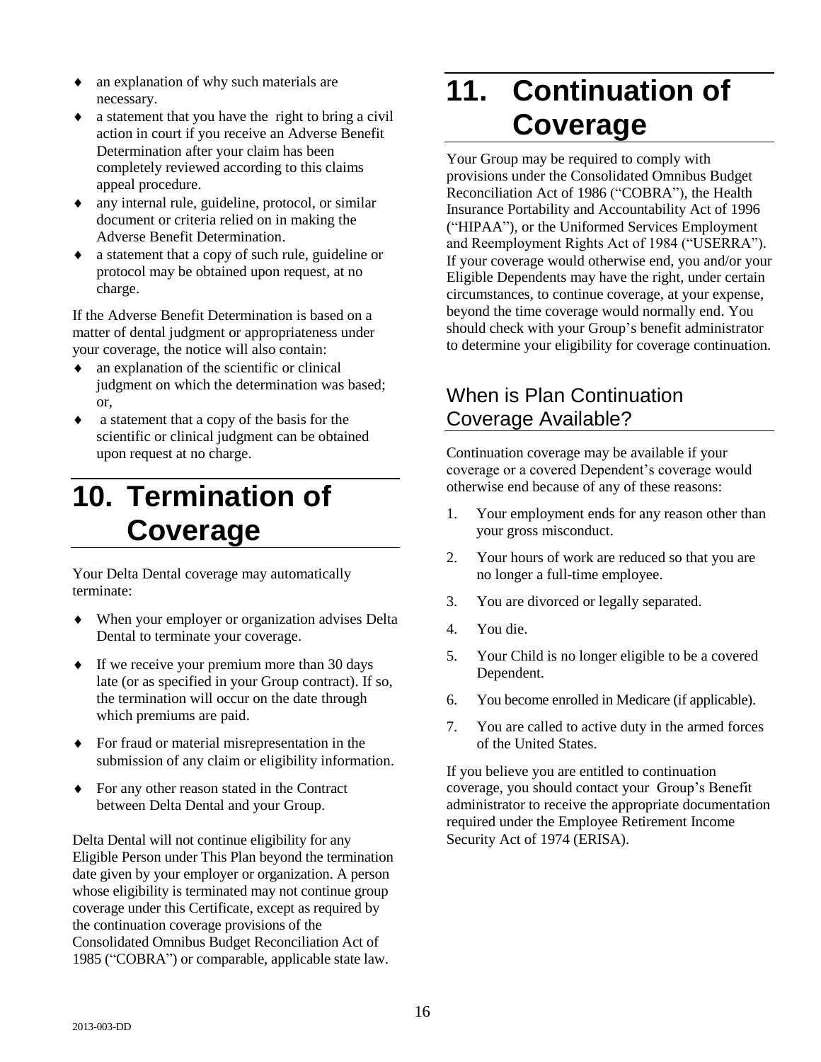- an explanation of why such materials are necessary.
- a statement that you have the right to bring a civil action in court if you receive an Adverse Benefit Determination after your claim has been completely reviewed according to this claims appeal procedure.
- any internal rule, guideline, protocol, or similar document or criteria relied on in making the Adverse Benefit Determination.
- a statement that a copy of such rule, guideline or protocol may be obtained upon request, at no charge.

If the Adverse Benefit Determination is based on a matter of dental judgment or appropriateness under your coverage, the notice will also contain:

- an explanation of the scientific or clinical judgment on which the determination was based; or,
- a statement that a copy of the basis for the scientific or clinical judgment can be obtained upon request at no charge.

# 10. Termination of Coverage

Your Delta Dental coverage may automatically terminate:

- When your employer or organization advises Delta Dental to terminate your coverage.
- If we receive your premium more than 30 days late (or as specified in your Group contract). If so, the termination will occur on the date through which premiums are paid.
- For fraud or material misrepresentation in the submission of any claim or eligibility information.
- For any other reason stated in the Contract between Delta Dental and your Group.

Delta Dental will not continue eligibility for any Eligible Person under This Plan beyond the termination date given by your employer or organization. A person whose eligibility is terminated may not continue group coverage under this Certificate, except as required by the continuation coverage provisions of the Consolidated Omnibus Budget Reconciliation Act of 1985 ("COBRA") or comparable, applicable state law.

# 11. Continuation of Coverage

Your Group may be required to comply with provisions under the Consolidated Omnibus Budget Reconciliation Act of 1986 ("COBRA"), the Health Insurance Portability and Accountability Act of 1996 ("HIPAA"), or the Uniformed Services Employment and Reemployment Rights Act of 1984 ("USERRA"). If your coverage would otherwise end, you and/or your Eligible Dependents may have the right, under certain circumstances, to continue coverage, at your expense, beyond the time coverage would normally end. You should check with your Group's benefit administrator to determine your eligibility for coverage continuation.

## When is Plan Continuation Coverage Available?

Continuation coverage may be available if your coverage or a covered Dependent's coverage would otherwise end because of any of these reasons:

1. Your employment ends for any reason other than your gross misconduct.
2. Your hours of work are reduced so that you are no longer a full-time employee.
3. You are divorced or legally separated.
4. You die.
5. Your Child is no longer eligible to be a covered Dependent.
6. You become enrolled in Medicare (if applicable).
7. You are called to active duty in the armed forces of the United States.

If you believe you are entitled to continuation coverage, you should contact your Group's Benefit administrator to receive the appropriate documentation required under the Employee Retirement Income Security Act of 1974 (ERISA).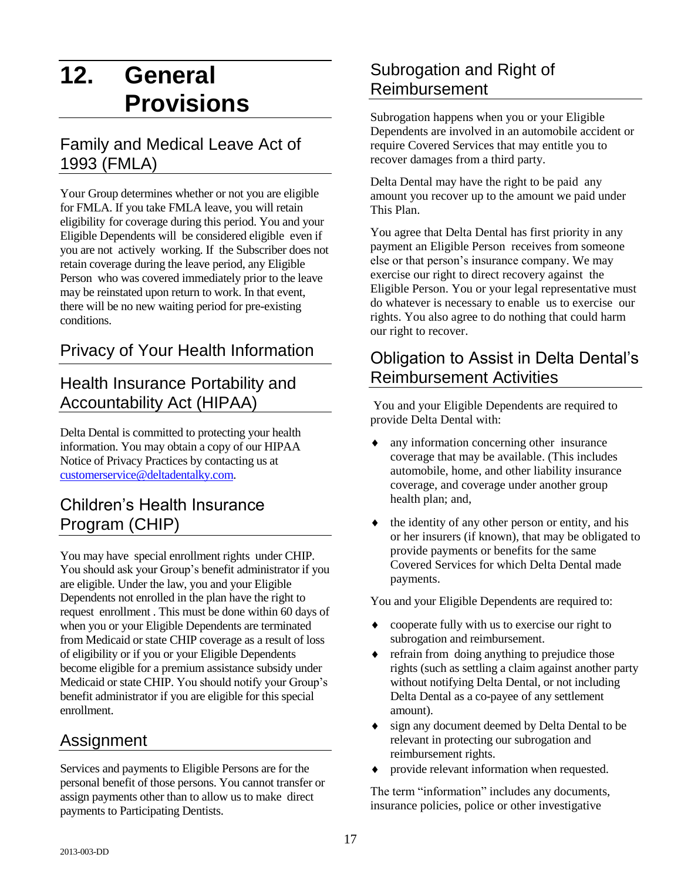# 12. General Provisions

## Family and Medical Leave Act of 1993 (FMLA)

Your Group determines whether or not you are eligible for FMLA. If you take FMLA leave, you will retain eligibility for coverage during this period. You and your Eligible Dependents will be considered eligible even if you are not actively working. If the Subscriber does not retain coverage during the leave period, any Eligible Person who was covered immediately prior to the leave may be reinstated upon return to work. In that event, there will be no new waiting period for pre-existing conditions.

## Privacy of Your Health Information

## Health Insurance Portability and Accountability Act (HIPAA)

Delta Dental is committed to protecting your health information. You may obtain a copy of our HIPAA Notice of Privacy Practices by contacting us at customerservice@deltadentalky.com.

## Children's Health Insurance Program (CHIP)

You may have special enrollment rights under CHIP. You should ask your Group's benefit administrator if you are eligible. Under the law, you and your Eligible Dependents not enrolled in the plan have the right to request enrollment . This must be done within 60 days of when you or your Eligible Dependents are terminated from Medicaid or state CHIP coverage as a result of loss of eligibility or if you or your Eligible Dependents become eligible for a premium assistance subsidy under Medicaid or state CHIP. You should notify your Group's benefit administrator if you are eligible for this special enrollment.

## Assignment

Services and payments to Eligible Persons are for the personal benefit of those persons. You cannot transfer or assign payments other than to allow us to make direct payments to Participating Dentists.

## Subrogation and Right of Reimbursement

Subrogation happens when you or your Eligible Dependents are involved in an automobile accident or require Covered Services that may entitle you to recover damages from a third party.

Delta Dental may have the right to be paid any amount you recover up to the amount we paid under This Plan.

You agree that Delta Dental has first priority in any payment an Eligible Person receives from someone else or that person's insurance company. We may exercise our right to direct recovery against the Eligible Person. You or your legal representative must do whatever is necessary to enable us to exercise our rights. You also agree to do nothing that could harm our right to recover.

## Obligation to Assist in Delta Dental's Reimbursement Activities

You and your Eligible Dependents are required to provide Delta Dental with:

- any information concerning other insurance coverage that may be available. (This includes automobile, home, and other liability insurance coverage, and coverage under another group health plan; and,
- the identity of any other person or entity, and his or her insurers (if known), that may be obligated to provide payments or benefits for the same Covered Services for which Delta Dental made payments.

You and your Eligible Dependents are required to:

- cooperate fully with us to exercise our right to subrogation and reimbursement.
- refrain from doing anything to prejudice those rights (such as settling a claim against another party without notifying Delta Dental, or not including Delta Dental as a co-payee of any settlement amount).
- sign any document deemed by Delta Dental to be relevant in protecting our subrogation and reimbursement rights.
- provide relevant information when requested.

The term "information" includes any documents, insurance policies, police or other investigative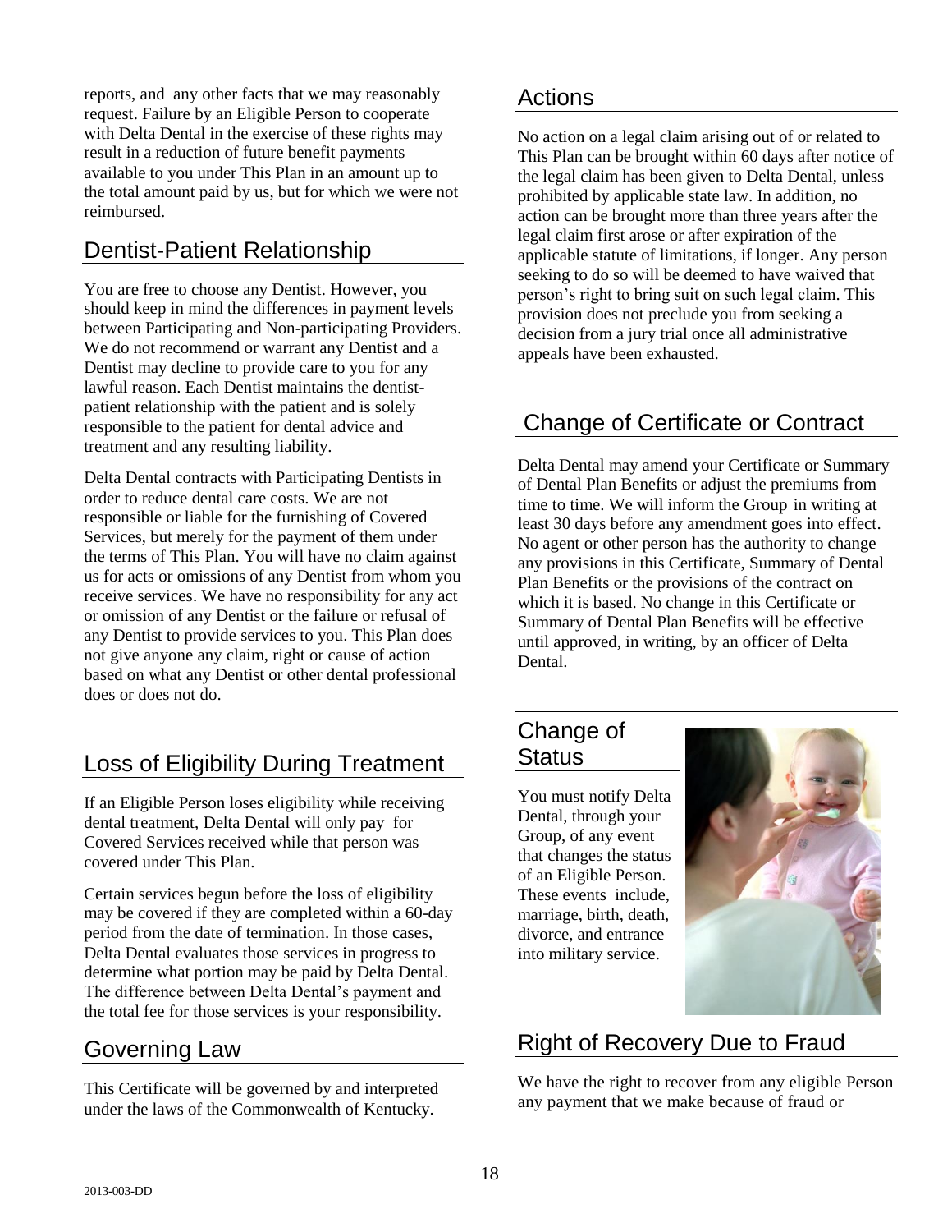reports, and any other facts that we may reasonably request. Failure by an Eligible Person to cooperate with Delta Dental in the exercise of these rights may result in a reduction of future benefit payments available to you under This Plan in an amount up to the total amount paid by us, but for which we were not reimbursed.

## Dentist-Patient Relationship

You are free to choose any Dentist. However, you should keep in mind the differences in payment levels between Participating and Non-participating Providers. We do not recommend or warrant any Dentist and a Dentist may decline to provide care to you for any lawful reason. Each Dentist maintains the dentist-patient relationship with the patient and is solely responsible to the patient for dental advice and treatment and any resulting liability.

Delta Dental contracts with Participating Dentists in order to reduce dental care costs. We are not responsible or liable for the furnishing of Covered Services, but merely for the payment of them under the terms of This Plan. You will have no claim against us for acts or omissions of any Dentist from whom you receive services. We have no responsibility for any act or omission of any Dentist or the failure or refusal of any Dentist to provide services to you. This Plan does not give anyone any claim, right or cause of action based on what any Dentist or other dental professional does or does not do.

## Loss of Eligibility During Treatment

If an Eligible Person loses eligibility while receiving dental treatment, Delta Dental will only pay for Covered Services received while that person was covered under This Plan.

Certain services begun before the loss of eligibility may be covered if they are completed within a 60-day period from the date of termination. In those cases, Delta Dental evaluates those services in progress to determine what portion may be paid by Delta Dental. The difference between Delta Dental's payment and the total fee for those services is your responsibility.

## Governing Law

This Certificate will be governed by and interpreted under the laws of the Commonwealth of Kentucky.

## Actions

No action on a legal claim arising out of or related to This Plan can be brought within 60 days after notice of the legal claim has been given to Delta Dental, unless prohibited by applicable state law. In addition, no action can be brought more than three years after the legal claim first arose or after expiration of the applicable statute of limitations, if longer. Any person seeking to do so will be deemed to have waived that person's right to bring suit on such legal claim. This provision does not preclude you from seeking a decision from a jury trial once all administrative appeals have been exhausted.

## Change of Certificate or Contract

Delta Dental may amend your Certificate or Summary of Dental Plan Benefits or adjust the premiums from time to time. We will inform the Group in writing at least 30 days before any amendment goes into effect. No agent or other person has the authority to change any provisions in this Certificate, Summary of Dental Plan Benefits or the provisions of the contract on which it is based. No change in this Certificate or Summary of Dental Plan Benefits will be effective until approved, in writing, by an officer of Delta Dental.

## Change of Status

You must notify Delta Dental, through your Group, of any event that changes the status of an Eligible Person. These events include, marriage, birth, death, divorce, and entrance into military service.

## Right of Recovery Due to Fraud

We have the right to recover from any eligible Person any payment that we make because of fraud or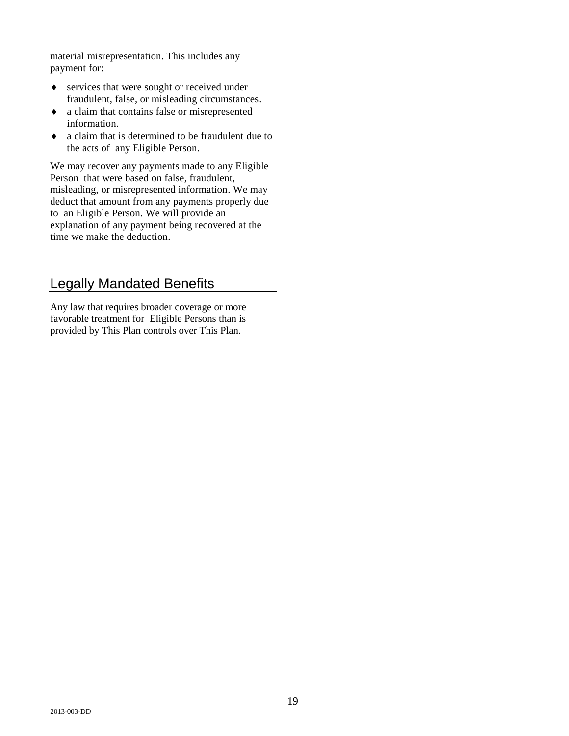material misrepresentation. This includes any payment for:

- services that were sought or received under fraudulent, false, or misleading circumstances.
- a claim that contains false or misrepresented information.
- a claim that is determined to be fraudulent due to the acts of any Eligible Person.

We may recover any payments made to any Eligible Person that were based on false, fraudulent, misleading, or misrepresented information. We may deduct that amount from any payments properly due to an Eligible Person. We will provide an explanation of any payment being recovered at the time we make the deduction.

## Legally Mandated Benefits

Any law that requires broader coverage or more favorable treatment for Eligible Persons than is provided by This Plan controls over This Plan.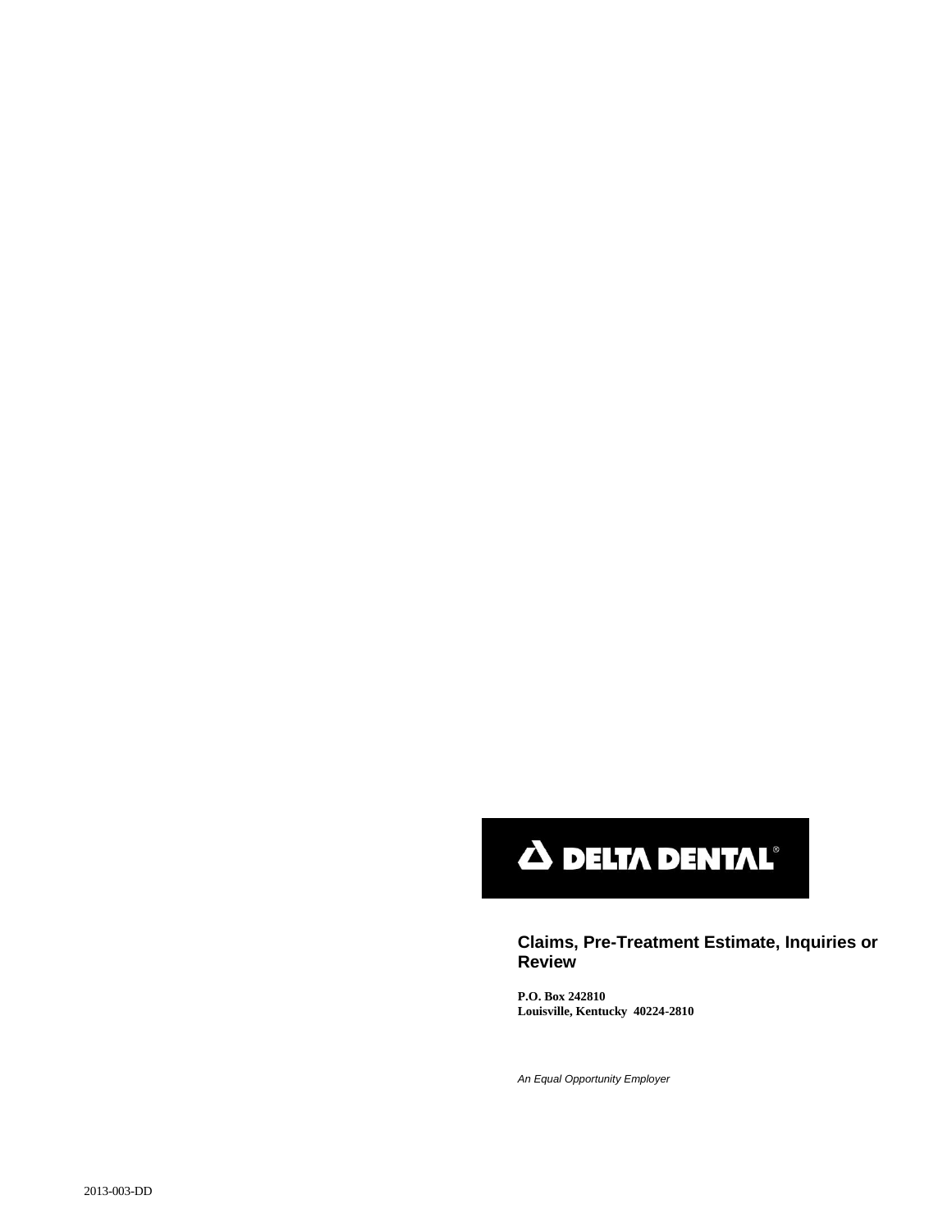DELTA DENTAL®

## Claims, Pre-Treatment Estimate, Inquiries or Review

**P.O. Box 242810**
**Louisville, Kentucky 40224-2810**

*An Equal Opportunity Employer*

2013-003-DD